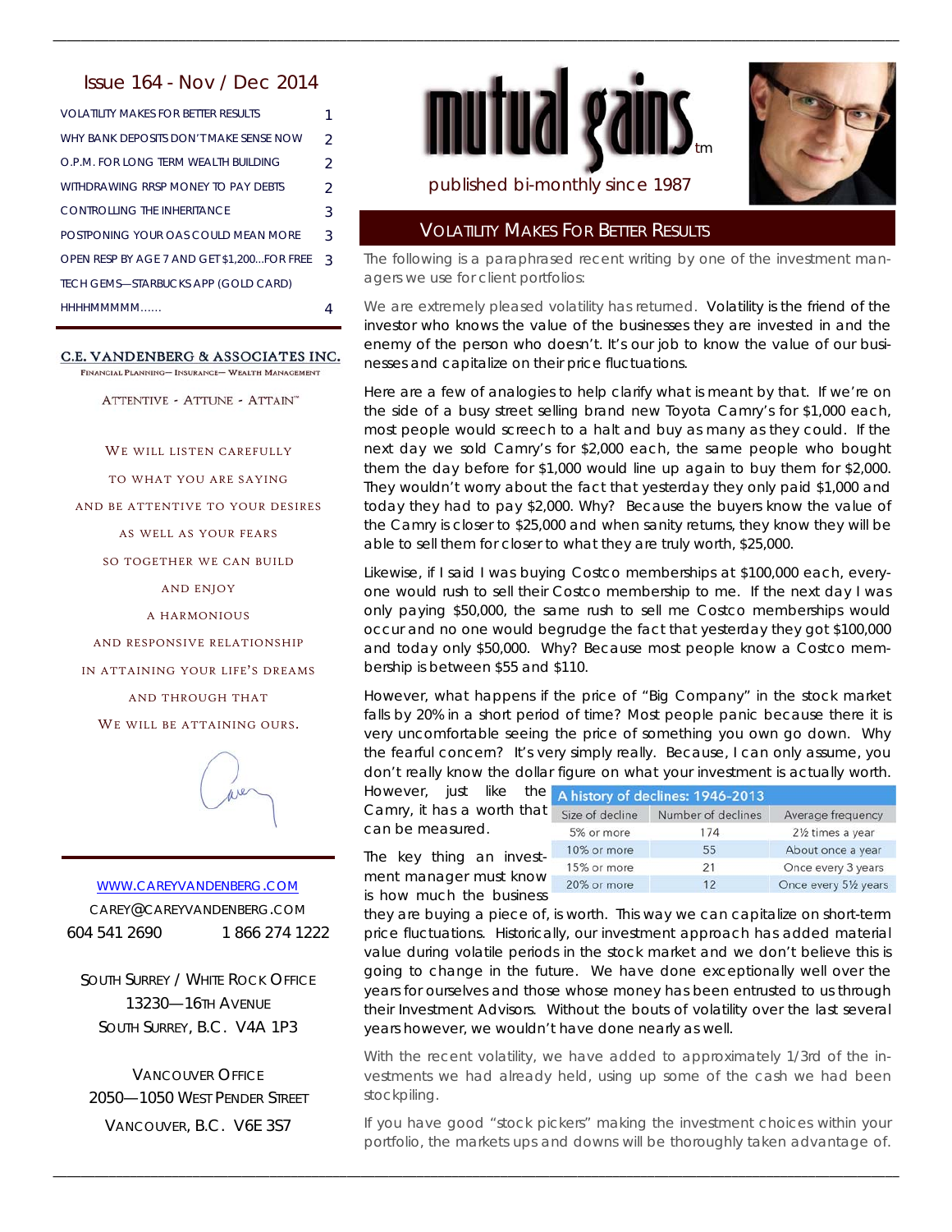# Issue 164 - Nov / Dec 2014

| | |
|---|---|
| VOLATILITY MAKES FOR BETTER RESULTS | 1 |
| WHY BANK DEPOSITS DON'T MAKE SENSE NOW | 2 |
| O.P.M. FOR LONG TERM WEALTH BUILDING | 2 |
| WITHDRAWING RRSP MONEY TO PAY DEBTS | 2 |
| CONTROLLING THE INHERITANCE | 3 |
| POSTPONING YOUR OAS COULD MEAN MORE | 3 |
| OPEN RESP BY AGE 7 AND GET $1,200...FOR FREE | 3 |
| TECH GEMS—STARBUCKS APP (GOLD CARD) | |
| HHHHMMMMM...... | 4 |

**C.E. VANDENBERG & ASSOCIATES INC.**
FINANCIAL PLANNING— INSURANCE— WEALTH MANAGEMENT

ATTENTIVE - ATTUNE - ATTAIN™

WE WILL LISTEN CAREFULLY
TO WHAT YOU ARE SAYING
AND BE ATTENTIVE TO YOUR DESIRES
AS WELL AS YOUR FEARS
SO TOGETHER WE CAN BUILD
AND ENJOY
A HARMONIOUS
AND RESPONSIVE RELATIONSHIP
IN ATTAINING YOUR LIFE'S DREAMS
AND THROUGH THAT
WE WILL BE ATTAINING OURS.

WWW.CAREYVANDENBERG.COM
CAREY@CAREYVANDENBERG.COM
604 541 2690 1 866 274 1222

SOUTH SURREY / WHITE ROCK OFFICE
13230—16TH AVENUE
SOUTH SURREY, B.C. V4A 1P3

VANCOUVER OFFICE
2050—1050 WEST PENDER STREET
VANCOUVER, B.C. V6E 3S7

# mutual gains™

published bi-monthly since 1987

## VOLATILITY MAKES FOR BETTER RESULTS

The following is a paraphrased recent writing by one of the investment managers we use for client portfolios:

We are extremely pleased volatility has returned. Volatility is the friend of the investor who knows the value of the businesses they are invested in and the enemy of the person who doesn't. It's our job to know the value of our businesses and capitalize on their price fluctuations.

Here are a few of analogies to help clarify what is meant by that. If we're on the side of a busy street selling brand new Toyota Camry's for $1,000 each, most people would screech to a halt and buy as many as they could. If the next day we sold Camry's for $2,000 each, the same people who bought them the day before for $1,000 would line up again to buy them for $2,000. They wouldn't worry about the fact that yesterday they only paid $1,000 and today they had to pay $2,000. Why? Because the buyers know the value of the Camry is closer to $25,000 and when sanity returns, they know they will be able to sell them for closer to what they are truly worth, $25,000.

Likewise, if I said I was buying Costco memberships at $100,000 each, everyone would rush to sell their Costco membership to me. If the next day I was only paying $50,000, the same rush to sell me Costco memberships would occur and no one would begrudge the fact that yesterday they got $100,000 and today only $50,000. Why? Because most people know a Costco membership is between $55 and $110.

However, what happens if the price of "Big Company" in the stock market falls by 20% in a short period of time? Most people panic because there it is very uncomfortable seeing the price of something you own go down. Why the fearful concern? It's very simply really. Because, I can only assume, you don't really know the dollar figure on what your investment is actually worth. However, just like the Camry, it has a worth that can be measured.

**A history of declines: 1946-2013**

| Size of decline | Number of declines | Average frequency |
|---|---|---|
| 5% or more | 174 | 2½ times a year |
| 10% or more | 55 | About once a year |
| 15% or more | 21 | Once every 3 years |
| 20% or more | 12 | Once every 5½ years |

The key thing an investment manager must know is how much the business they are buying a piece of, is worth. This way we can capitalize on short-term price fluctuations. Historically, our investment approach has added material value during volatile periods in the stock market and we don't believe this is going to change in the future. We have done exceptionally well over the years for ourselves and those whose money has been entrusted to us through their Investment Advisors. Without the bouts of volatility over the last several years however, we wouldn't have done nearly as well.

With the recent volatility, we have added to approximately 1/3rd of the investments we had already held, using up some of the cash we had been stockpiling.

If you have good "stock pickers" making the investment choices within your portfolio, the markets ups and downs will be thoroughly taken advantage of.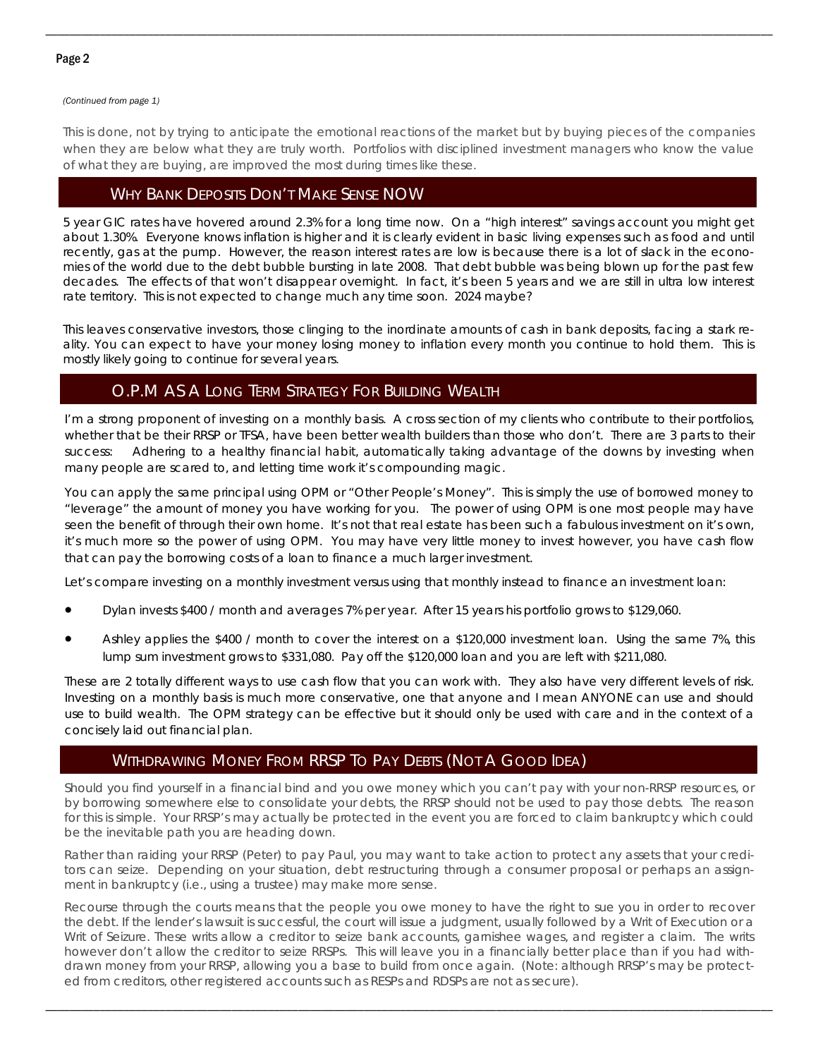*(Continued from page 1)*

This is done, not by trying to anticipate the emotional reactions of the market but by buying pieces of the companies when they are below what they are truly worth. Portfolios with disciplined investment managers who know the value of what they are buying, are improved the most during times like these.

## Why Bank Deposits Don't Make Sense NOW

5 year GIC rates have hovered around 2.3% for a long time now. On a "high interest" savings account you might get about 1.30%. Everyone knows inflation is higher and it is clearly evident in basic living expenses such as food and until recently, gas at the pump. However, the reason interest rates are low is because there is a lot of slack in the economies of the world due to the debt bubble bursting in late 2008. That debt bubble was being blown up for the past few decades. The effects of that won't disappear overnight. In fact, it's been 5 years and we are still in ultra low interest rate territory. This is not expected to change much any time soon. 2024 maybe?

This leaves conservative investors, those clinging to the inordinate amounts of cash in bank deposits, facing a stark reality. You can expect to have your money losing money to inflation every month you continue to hold them. This is mostly likely going to continue for several years.

## O.P.M As A Long Term Strategy For Building Wealth

I'm a strong proponent of investing on a monthly basis. A cross section of my clients who contribute to their portfolios, whether that be their RRSP or TFSA, have been better wealth builders than those who don't. There are 3 parts to their success: Adhering to a healthy financial habit, automatically taking advantage of the downs by investing when many people are scared to, and letting time work it's compounding magic.

You can apply the same principal using OPM or "Other People's Money". This is simply the use of borrowed money to "leverage" the amount of money you have working for you. The power of using OPM is one most people may have seen the benefit of through their own home. It's not that real estate has been such a fabulous investment on it's own, it's much more so the power of using OPM. You may have very little money to invest however, you have cash flow that can pay the borrowing costs of a loan to finance a much larger investment.

Let's compare investing on a monthly investment versus using that monthly instead to finance an investment loan:

- Dylan invests $400 / month and averages 7% per year. After 15 years his portfolio grows to $129,060.
- Ashley applies the $400 / month to cover the interest on a $120,000 investment loan. Using the same 7%, this lump sum investment grows to $331,080. Pay off the $120,000 loan and you are left with $211,080.

These are 2 totally different ways to use cash flow that you can work with. They also have very different levels of risk. Investing on a monthly basis is much more conservative, one that anyone and I mean ANYONE can use and should use to build wealth. The OPM strategy can be effective but it should only be used with care and in the context of a concisely laid out financial plan.

## Withdrawing Money From RRSP To Pay Debts (Not A Good Idea)

Should you find yourself in a financial bind and you owe money which you can't pay with your non-RRSP resources, or by borrowing somewhere else to consolidate your debts, the RRSP should not be used to pay those debts. The reason for this is simple. Your RRSP's may actually be protected in the event you are forced to claim bankruptcy which could be the inevitable path you are heading down.

Rather than raiding your RRSP (Peter) to pay Paul, you may want to take action to protect any assets that your creditors can seize. Depending on your situation, debt restructuring through a consumer proposal or perhaps an assignment in bankruptcy (i.e., using a trustee) may make more sense.

Recourse through the courts means that the people you owe money to have the right to sue you in order to recover the debt. If the lender's lawsuit is successful, the court will issue a judgment, usually followed by a Writ of Execution or a Writ of Seizure. These writs allow a creditor to seize bank accounts, garnishee wages, and register a claim. The writs however don't allow the creditor to seize RRSPs. This will leave you in a financially better place than if you had withdrawn money from your RRSP, allowing you a base to build from once again. (Note: although RRSP's may be protected from creditors, other registered accounts such as RESPs and RDSPs are not as secure).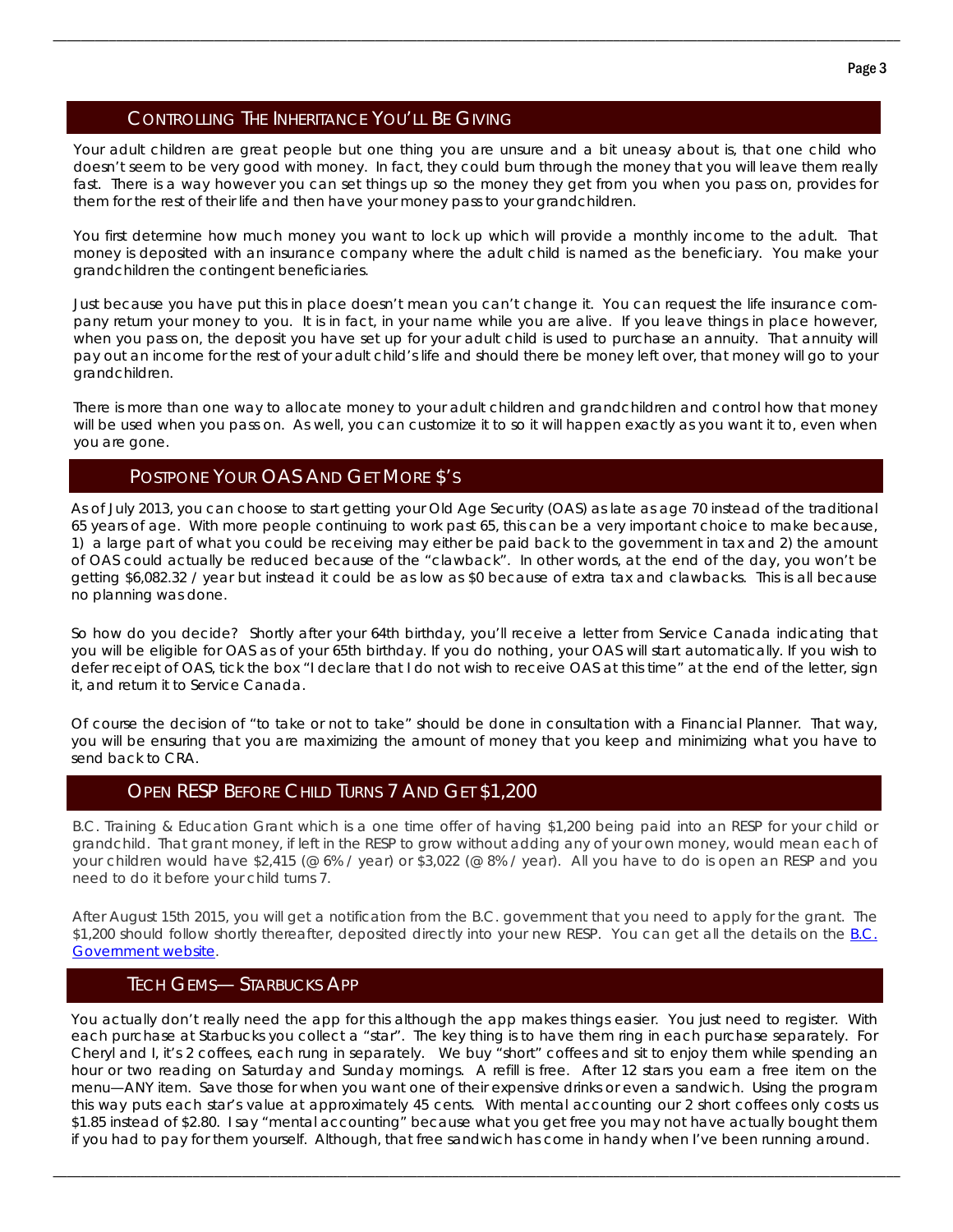## CONTROLLING THE INHERITANCE YOU'LL BE GIVING

Your adult children are great people but one thing you are unsure and a bit uneasy about is, that one child who doesn't seem to be very good with money. In fact, they could burn through the money that you will leave them really fast. There is a way however you can set things up so the money they get from you when you pass on, provides for them for the rest of their life and then have your money pass to your grandchildren.

You first determine how much money you want to lock up which will provide a monthly income to the adult. That money is deposited with an insurance company where the adult child is named as the beneficiary. You make your grandchildren the contingent beneficiaries.

Just because you have put this in place doesn't mean you can't change it. You can request the life insurance company return your money to you. It is in fact, in your name while you are alive. If you leave things in place however, when you pass on, the deposit you have set up for your adult child is used to purchase an annuity. That annuity will pay out an income for the rest of your adult child's life and should there be money left over, that money will go to your grandchildren.

There is more than one way to allocate money to your adult children and grandchildren and control how that money will be used when you pass on. As well, you can customize it to so it will happen exactly as you want it to, even when you are gone.

## POSTPONE YOUR OAS AND GET MORE $'S

As of July 2013, you can choose to start getting your Old Age Security (OAS) as late as age 70 instead of the traditional 65 years of age. With more people continuing to work past 65, this can be a very important choice to make because, 1) a large part of what you could be receiving may either be paid back to the government in tax and 2) the amount of OAS could actually be reduced because of the "clawback". In other words, at the end of the day, you won't be getting $6,082.32 / year but instead it could be as low as $0 because of extra tax and clawbacks. This is all because no planning was done.

So how do you decide? Shortly after your 64th birthday, you'll receive a letter from Service Canada indicating that you will be eligible for OAS as of your 65th birthday. If you do nothing, your OAS will start automatically. If you wish to defer receipt of OAS, tick the box "I declare that I do not wish to receive OAS at this time" at the end of the letter, sign it, and return it to Service Canada.

Of course the decision of "to take or not to take" should be done in consultation with a Financial Planner. That way, you will be ensuring that you are maximizing the amount of money that you keep and minimizing what you have to send back to CRA.

## OPEN RESP BEFORE CHILD TURNS 7 AND GET $1,200

B.C. Training & Education Grant which is a one time offer of having $1,200 being paid into an RESP for your child or grandchild. That grant money, if left in the RESP to grow without adding any of your own money, would mean each of your children would have $2,415 (@ 6% / year) or $3,022 (@ 8% / year). All you have to do is open an RESP and you need to do it before your child turns 7.

After August 15th 2015, you will get a notification from the B.C. government that you need to apply for the grant. The $1,200 should follow shortly thereafter, deposited directly into your new RESP. You can get all the details on the [B.C. Government website](B.C. Government website).

## TECH GEMS— STARBUCKS APP

You actually don't really need the app for this although the app makes things easier. You just need to register. With each purchase at Starbucks you collect a "star". The key thing is to have them ring in each purchase separately. For Cheryl and I, it's 2 coffees, each rung in separately. We buy "short" coffees and sit to enjoy them while spending an hour or two reading on Saturday and Sunday mornings. A refill is free. After 12 stars you earn a free item on the menu—ANY item. Save those for when you want one of their expensive drinks or even a sandwich. Using the program this way puts each star's value at approximately 45 cents. With mental accounting our 2 short coffees only costs us $1.85 instead of $2.80. I say "mental accounting" because what you get free you may not have actually bought them if you had to pay for them yourself. Although, that free sandwich has come in handy when I've been running around.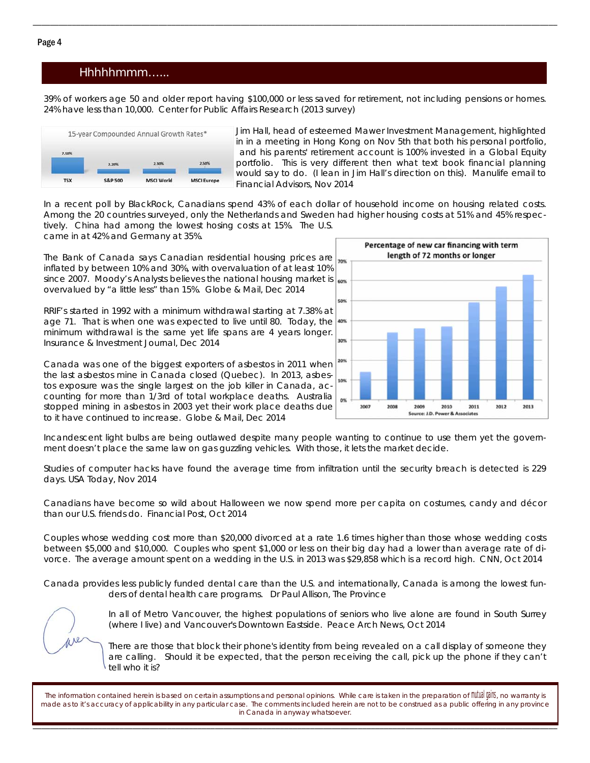## Hhhhhmmm……

39% of workers age 50 and older report having $100,000 or less saved for retirement, not including pensions or homes. 24% have less than 10,000. Center for Public Affairs Research (2013 survey)

15-year Compounded Annual Growth Rates*

7.50%
2.20%
2.30%
2.50%

TSX
S&P 500
MSCI World
MSCI Europe

Jim Hall, head of esteemed Mawer Investment Management, highlighted in in a meeting in Hong Kong on Nov 5th that both his personal portfolio, and his parents' retirement account is 100% invested in a Global Equity portfolio. This is very different then what text book financial planning would say to do. (I lean in Jim Hall's direction on this). Manulife email to Financial Advisors, Nov 2014

In a recent poll by BlackRock, Canadians spend 43% of each dollar of household income on housing related costs. Among the 20 countries surveyed, only the Netherlands and Sweden had higher housing costs at 51% and 45% respectively. China had among the lowest hosing costs at 15%. The U.S. came in at 42% and Germany at 35%.

The Bank of Canada says Canadian residential housing prices are inflated by between 10% and 30%, with overvaluation of at least 10% since 2007. Moody's Analysts believes the national housing market is overvalued by "a little less" than 15%. Globe & Mail, Dec 2014

RRIF's started in 1992 with a minimum withdrawal starting at 7.38% at age 71. That is when one was expected to live until 80. Today, the minimum withdrawal is the same yet life spans are 4 years longer. Insurance & Investment Journal, Dec 2014

Canada was one of the biggest exporters of asbestos in 2011 when the last asbestos mine in Canada closed (Quebec). In 2013, asbestos exposure was the single largest on the job killer in Canada, accounting for more than 1/3rd of total workplace deaths. Australia stopped mining in asbestos in 2003 yet their work place deaths due to it have continued to increase. Globe & Mail, Dec 2014

Percentage of new car financing with term length of 72 months or longer

70%
60%
50%
40%
30%
20%
10%
0%

2007
2008
2009
2010
2011
2012
2013

Source: J.D. Power & Associates

Incandescent light bulbs are being outlawed despite many people wanting to continue to use them yet the government doesn't place the same law on gas guzzling vehicles. With those, it lets the market decide.

Studies of computer hacks have found the average time from infiltration until the security breach is detected is 229 days. USA Today, Nov 2014

Canadians have become so wild about Halloween we now spend more per capita on costumes, candy and décor than our U.S. friends do. Financial Post, Oct 2014

Couples whose wedding cost more than $20,000 divorced at a rate 1.6 times higher than those whose wedding costs between $5,000 and $10,000. Couples who spent $1,000 or less on their big day had a lower than average rate of divorce. The average amount spent on a wedding in the U.S. in 2013 was $29,858 which is a record high. CNN, Oct 2014

Canada provides less publicly funded dental care than the U.S. and internationally, Canada is among the lowest funders of dental health care programs. Dr Paul Allison, The Province

In all of Metro Vancouver, the highest populations of seniors who live alone are found in South Surrey (where I live) and Vancouver's Downtown Eastside. Peace Arch News, Oct 2014

There are those that block their phone's identity from being revealed on a call display of someone they are calling. Should it be expected, that the person receiving the call, pick up the phone if they can't tell who it is?

The information contained herein is based on certain assumptions and personal opinions. While care is taken in the preparation of mutual gains, no warranty is made as to it's accuracy of applicability in any particular case. The comments included herein are not to be construed as a public offering in any province in Canada in anyway whatsoever.